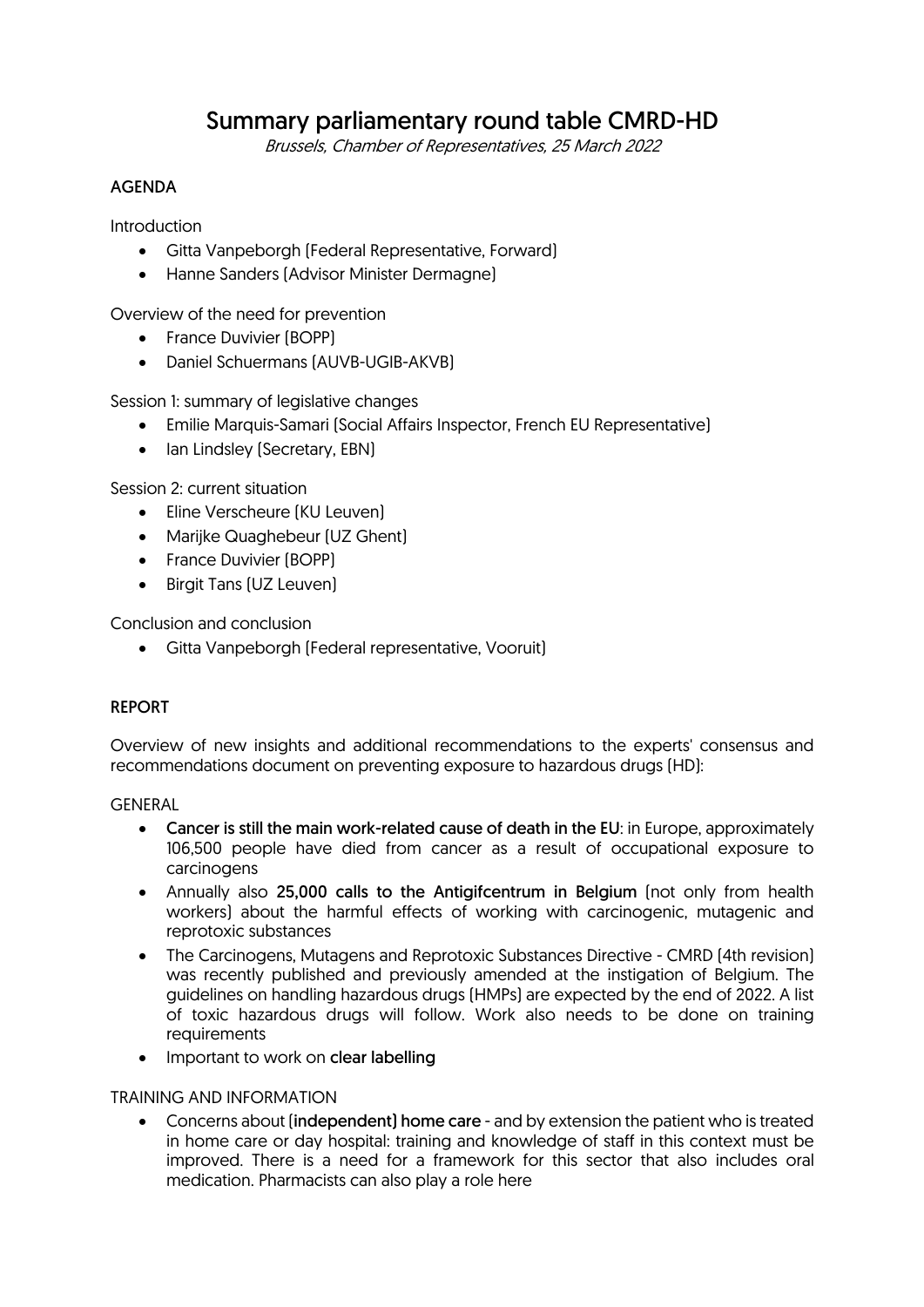# Summary parliamentary round table CMRD-HD

*Brussels, Chamber of Representatives, 25 March 2022*

## AGENDA

Introduction

- Gitta Vanpeborgh (Federal Representative, Forward)
- Hanne Sanders (Advisor Minister Dermagne)

Overview of the need for prevention

- France Duvivier (BOPP)
- Daniel Schuermans (AUVB-UGIB-AKVB)

Session 1: summary of legislative changes

- Emilie Marquis-Samari (Social Affairs Inspector, French EU Representative)
- Ian Lindsley (Secretary, EBN)

Session 2: current situation

- Eline Verscheure (KU Leuven)
- Marijke Quaghebeur (UZ Ghent)
- France Duvivier (BOPP)
- Birgit Tans (UZ Leuven)

Conclusion and conclusion

- Gitta Vanpeborgh (Federal representative, Vooruit)

## REPORT

Overview of new insights and additional recommendations to the experts' consensus and recommendations document on preventing exposure to hazardous drugs (HD):

### GENERAL

- **Cancer is still the main work-related cause of death in the EU**: in Europe, approximately 106,500 people have died from cancer as a result of occupational exposure to carcinogens
- Annually also **25,000 calls to the Antigifcentrum in Belgium** (not only from health workers) about the harmful effects of working with carcinogenic, mutagenic and reprotoxic substances
- The Carcinogens, Mutagens and Reprotoxic Substances Directive - CMRD (4th revision) was recently published and previously amended at the instigation of Belgium. The guidelines on handling hazardous drugs (HMPs) are expected by the end of 2022. A list of toxic hazardous drugs will follow. Work also needs to be done on training requirements
- Important to work on **clear labelling**

### TRAINING AND INFORMATION

- Concerns about **(independent) home care** - and by extension the patient who is treated in home care or day hospital: training and knowledge of staff in this context must be improved. There is a need for a framework for this sector that also includes oral medication. Pharmacists can also play a role here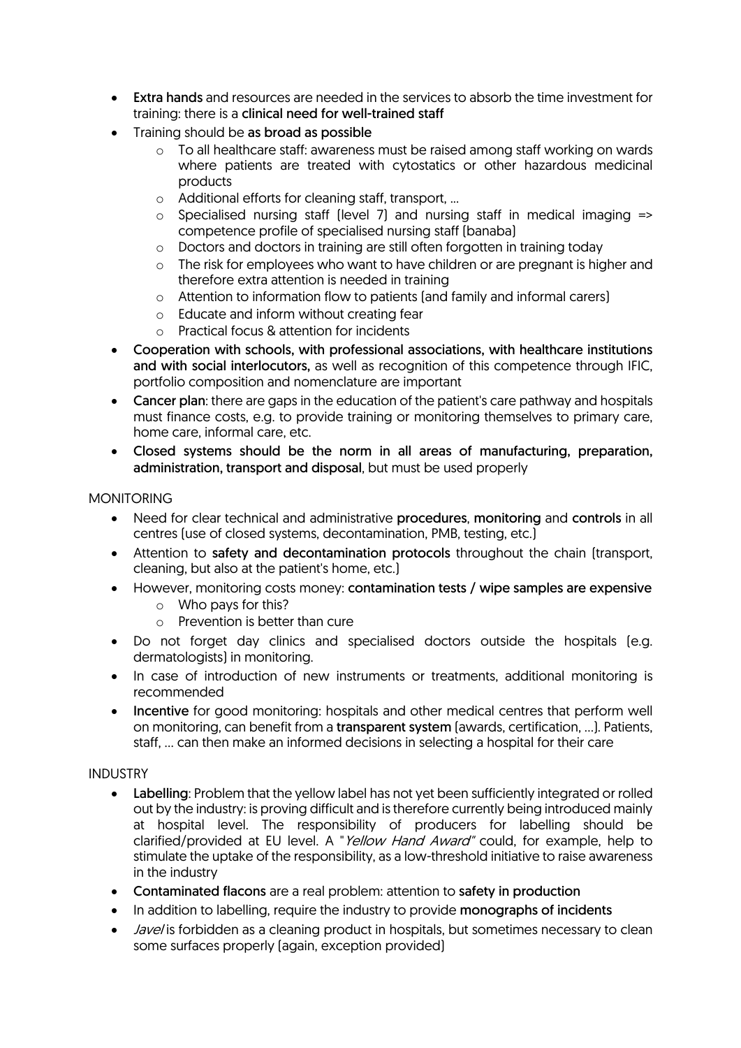- **Extra hands** and resources are needed in the services to absorb the time investment for training: there is a **clinical need for well-trained staff**
- Training should be **as broad as possible**
  - To all healthcare staff: awareness must be raised among staff working on wards where patients are treated with cytostatics or other hazardous medicinal products
  - Additional efforts for cleaning staff, transport, ...
  - Specialised nursing staff (level 7) and nursing staff in medical imaging => competence profile of specialised nursing staff (banaba)
  - Doctors and doctors in training are still often forgotten in training today
  - The risk for employees who want to have children or are pregnant is higher and therefore extra attention is needed in training
  - Attention to information flow to patients (and family and informal carers)
  - Educate and inform without creating fear
  - Practical focus & attention for incidents
- **Cooperation with schools, with professional associations, with healthcare institutions and with social interlocutors,** as well as recognition of this competence through IFIC, portfolio composition and nomenclature are important
- **Cancer plan**: there are gaps in the education of the patient's care pathway and hospitals must finance costs, e.g. to provide training or monitoring themselves to primary care, home care, informal care, etc.
- **Closed systems should be the norm in all areas of manufacturing, preparation, administration, transport and disposal**, but must be used properly

MONITORING

- Need for clear technical and administrative **procedures**, **monitoring** and **controls** in all centres (use of closed systems, decontamination, PMB, testing, etc.)
- Attention to **safety and decontamination protocols** throughout the chain (transport, cleaning, but also at the patient's home, etc.)
- However, monitoring costs money: **contamination tests / wipe samples are expensive**
  - Who pays for this?
  - Prevention is better than cure
- Do not forget day clinics and specialised doctors outside the hospitals (e.g. dermatologists) in monitoring.
- In case of introduction of new instruments or treatments, additional monitoring is recommended
- **Incentive** for good monitoring: hospitals and other medical centres that perform well on monitoring, can benefit from a **transparent system** (awards, certification, ...). Patients, staff, ... can then make an informed decisions in selecting a hospital for their care

INDUSTRY

- **Labelling**: Problem that the yellow label has not yet been sufficiently integrated or rolled out by the industry: is proving difficult and is therefore currently being introduced mainly at hospital level. The responsibility of producers for labelling should be clarified/provided at EU level. A "*Yellow Hand Award*" could, for example, help to stimulate the uptake of the responsibility, as a low-threshold initiative to raise awareness in the industry
- **Contaminated flacons** are a real problem: attention to **safety in production**
- In addition to labelling, require the industry to provide **monographs of incidents**
- *Javel* is forbidden as a cleaning product in hospitals, but sometimes necessary to clean some surfaces properly (again, exception provided)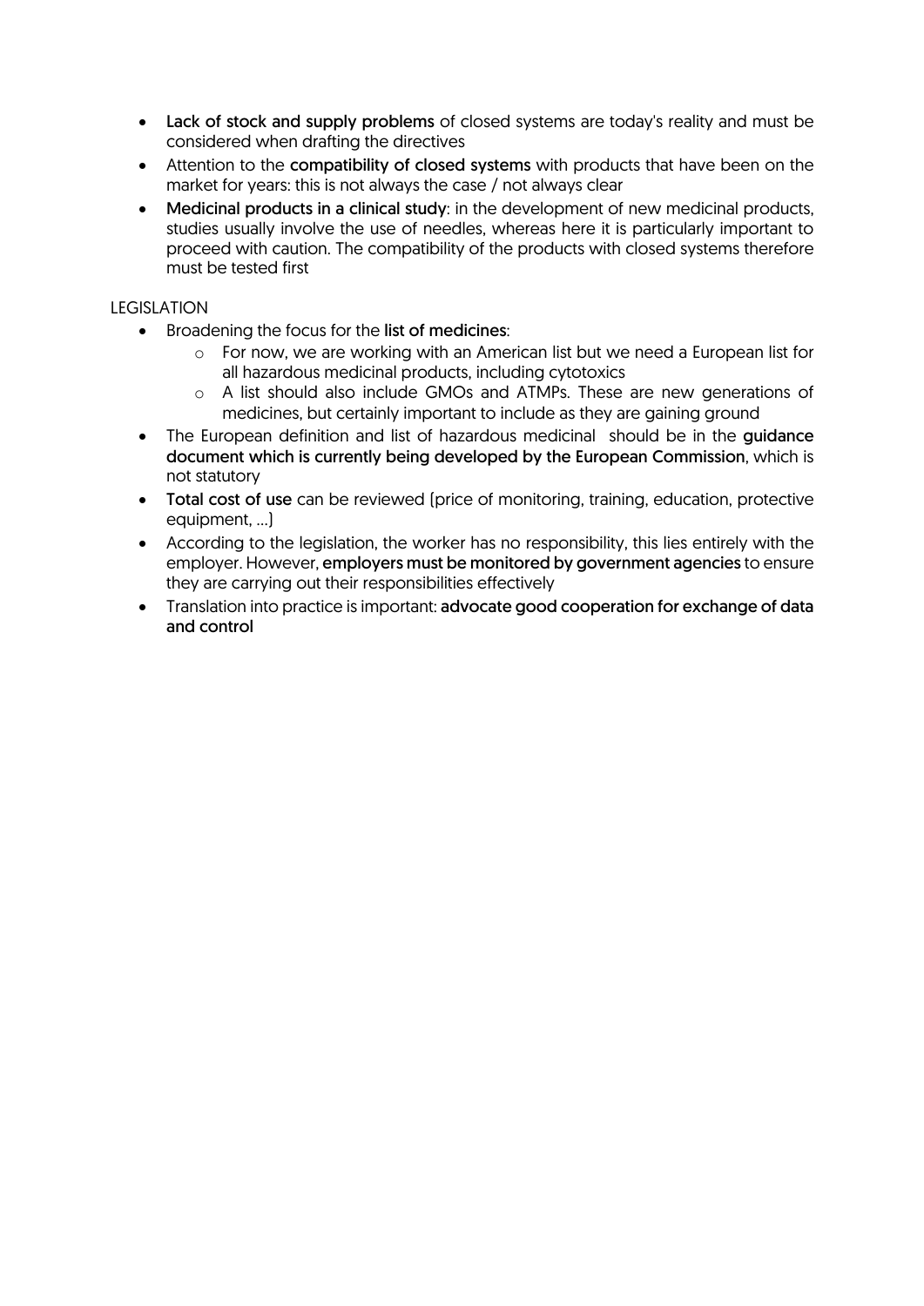- **Lack of stock and supply problems** of closed systems are today's reality and must be considered when drafting the directives
- Attention to the **compatibility of closed systems** with products that have been on the market for years: this is not always the case / not always clear
- **Medicinal products in a clinical study**: in the development of new medicinal products, studies usually involve the use of needles, whereas here it is particularly important to proceed with caution. The compatibility of the products with closed systems therefore must be tested first

LEGISLATION

- Broadening the focus for the **list of medicines**:
  - For now, we are working with an American list but we need a European list for all hazardous medicinal products, including cytotoxics
  - A list should also include GMOs and ATMPs. These are new generations of medicines, but certainly important to include as they are gaining ground
- The European definition and list of hazardous medicinal  should be in the **guidance document which is currently being developed by the European Commission**, which is not statutory
- **Total cost of use** can be reviewed (price of monitoring, training, education, protective equipment, ...)
- According to the legislation, the worker has no responsibility, this lies entirely with the employer. However, **employers must be monitored by government agencies** to ensure they are carrying out their responsibilities effectively
- Translation into practice is important: **advocate good cooperation for exchange of data and control**